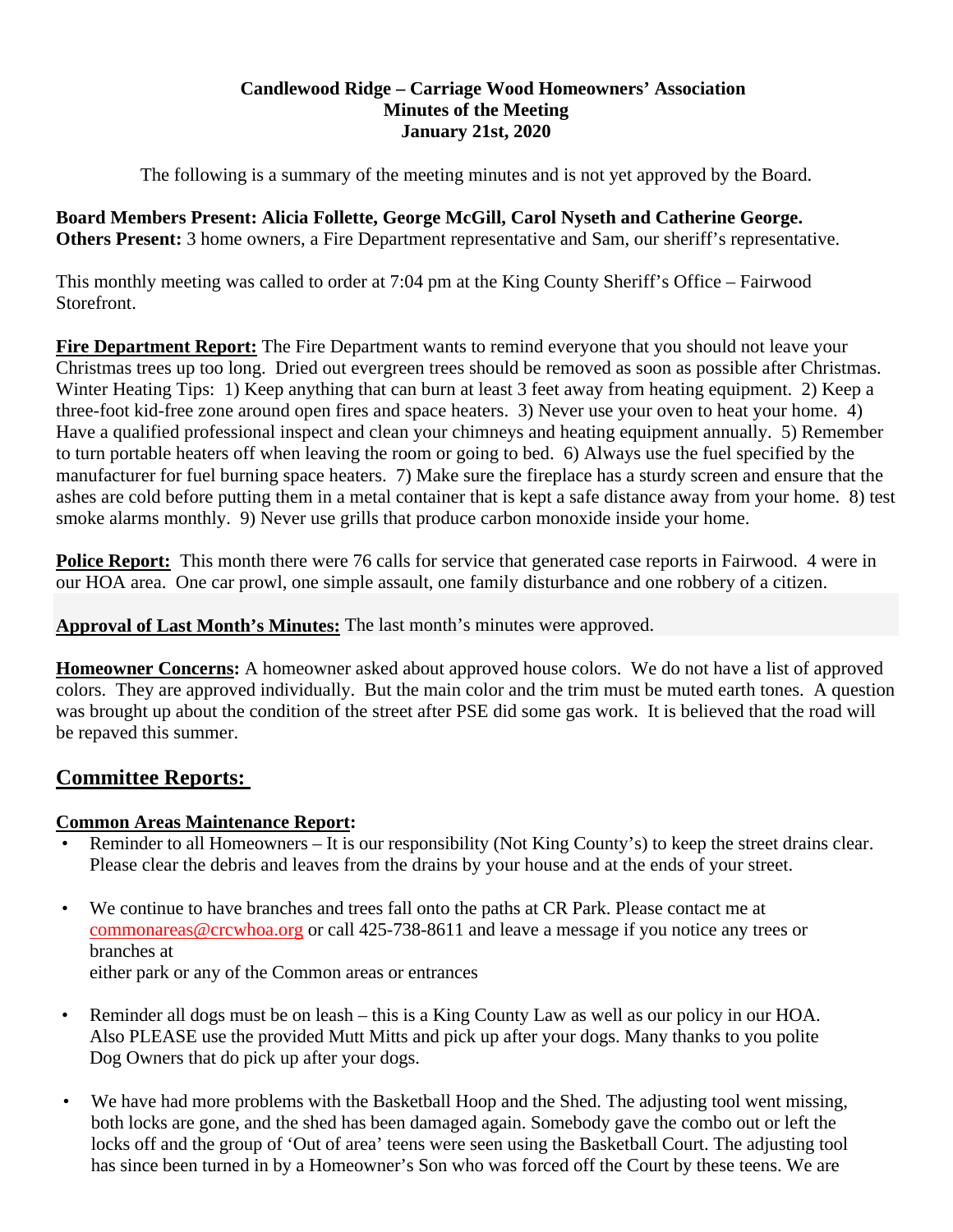**Candlewood Ridge – Carriage Wood Homeowners' Association**
**Minutes of the Meeting**
**January 21st, 2020**

The following is a summary of the meeting minutes and is not yet approved by the Board.

**Board Members Present: Alicia Follette, George McGill, Carol Nyseth and Catherine George.**
**Others Present:** 3 home owners, a Fire Department representative and Sam, our sheriff's representative.

This monthly meeting was called to order at 7:04 pm at the King County Sheriff's Office – Fairwood Storefront.

**Fire Department Report:** The Fire Department wants to remind everyone that you should not leave your Christmas trees up too long. Dried out evergreen trees should be removed as soon as possible after Christmas. Winter Heating Tips: 1) Keep anything that can burn at least 3 feet away from heating equipment. 2) Keep a three-foot kid-free zone around open fires and space heaters. 3) Never use your oven to heat your home. 4) Have a qualified professional inspect and clean your chimneys and heating equipment annually. 5) Remember to turn portable heaters off when leaving the room or going to bed. 6) Always use the fuel specified by the manufacturer for fuel burning space heaters. 7) Make sure the fireplace has a sturdy screen and ensure that the ashes are cold before putting them in a metal container that is kept a safe distance away from your home. 8) test smoke alarms monthly. 9) Never use grills that produce carbon monoxide inside your home.

**Police Report:** This month there were 76 calls for service that generated case reports in Fairwood. 4 were in our HOA area. One car prowl, one simple assault, one family disturbance and one robbery of a citizen.

**Approval of Last Month's Minutes:** The last month's minutes were approved.

**Homeowner Concerns:** A homeowner asked about approved house colors. We do not have a list of approved colors. They are approved individually. But the main color and the trim must be muted earth tones. A question was brought up about the condition of the street after PSE did some gas work. It is believed that the road will be repaved this summer.

## Committee Reports:

**Common Areas Maintenance Report:**

- Reminder to all Homeowners – It is our responsibility (Not King County's) to keep the street drains clear. Please clear the debris and leaves from the drains by your house and at the ends of your street.
- We continue to have branches and trees fall onto the paths at CR Park. Please contact me at commonareas@crcwhoa.org or call 425-738-8611 and leave a message if you notice any trees or branches at either park or any of the Common areas or entrances
- Reminder all dogs must be on leash – this is a King County Law as well as our policy in our HOA. Also PLEASE use the provided Mutt Mitts and pick up after your dogs. Many thanks to you polite Dog Owners that do pick up after your dogs.
- We have had more problems with the Basketball Hoop and the Shed. The adjusting tool went missing, both locks are gone, and the shed has been damaged again. Somebody gave the combo out or left the locks off and the group of 'Out of area' teens were seen using the Basketball Court. The adjusting tool has since been turned in by a Homeowner's Son who was forced off the Court by these teens. We are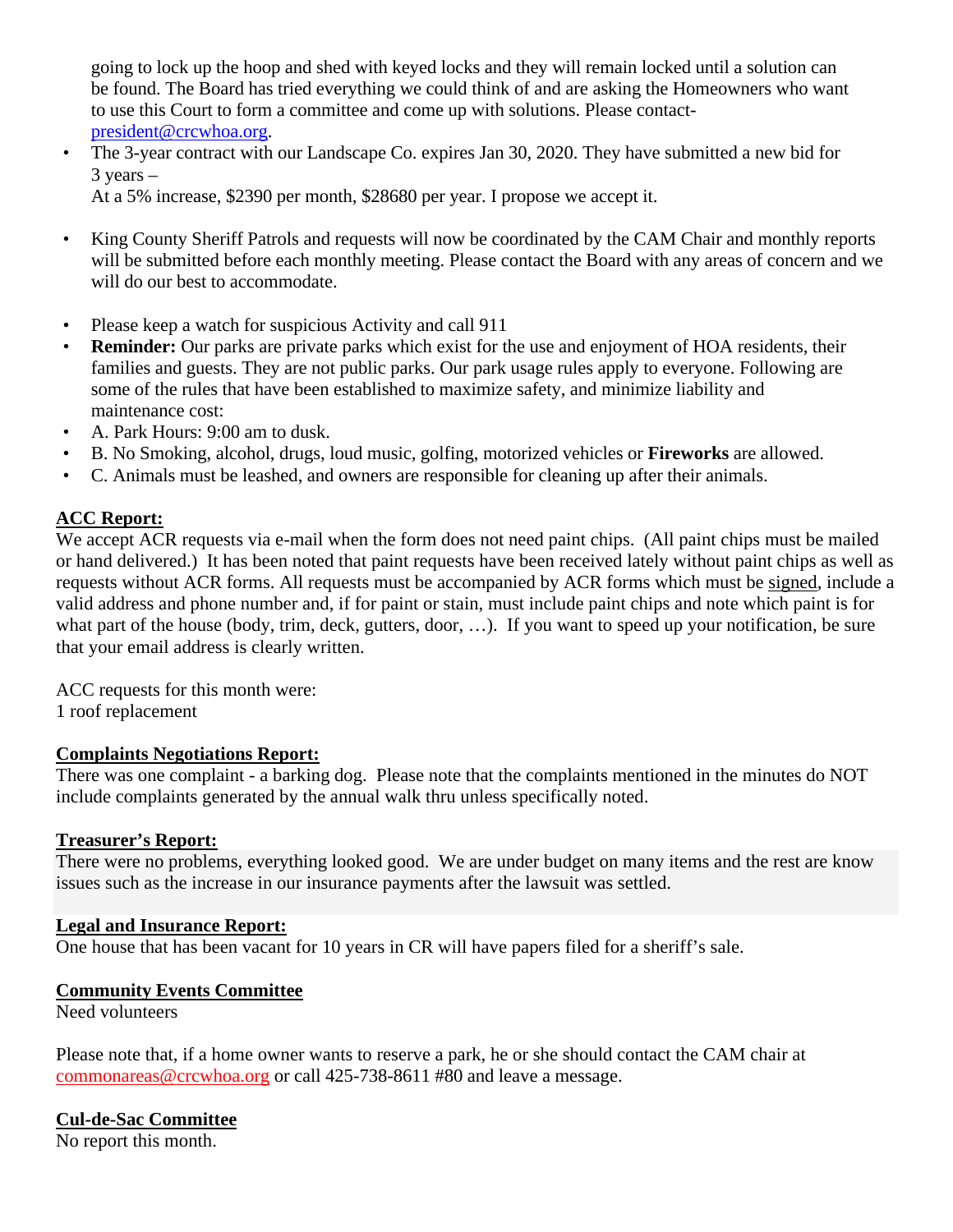going to lock up the hoop and shed with keyed locks and they will remain locked until a solution can be found. The Board has tried everything we could think of and are asking the Homeowners who want to use this Court to form a committee and come up with solutions. Please contact- president@crcwhoa.org.

- The 3-year contract with our Landscape Co. expires Jan 30, 2020. They have submitted a new bid for 3 years –
  At a 5% increase, $2390 per month, $28680 per year. I propose we accept it.

- King County Sheriff Patrols and requests will now be coordinated by the CAM Chair and monthly reports will be submitted before each monthly meeting. Please contact the Board with any areas of concern and we will do our best to accommodate.

- Please keep a watch for suspicious Activity and call 911
- **Reminder:** Our parks are private parks which exist for the use and enjoyment of HOA residents, their families and guests. They are not public parks. Our park usage rules apply to everyone. Following are some of the rules that have been established to maximize safety, and minimize liability and maintenance cost:
- A. Park Hours: 9:00 am to dusk.
- B. No Smoking, alcohol, drugs, loud music, golfing, motorized vehicles or **Fireworks** are allowed.
- C. Animals must be leashed, and owners are responsible for cleaning up after their animals.

**ACC Report:**

We accept ACR requests via e-mail when the form does not need paint chips. (All paint chips must be mailed or hand delivered.) It has been noted that paint requests have been received lately without paint chips as well as requests without ACR forms. All requests must be accompanied by ACR forms which must be signed, include a valid address and phone number and, if for paint or stain, must include paint chips and note which paint is for what part of the house (body, trim, deck, gutters, door, …). If you want to speed up your notification, be sure that your email address is clearly written.

ACC requests for this month were:
1 roof replacement

**Complaints Negotiations Report:**

There was one complaint - a barking dog. Please note that the complaints mentioned in the minutes do NOT include complaints generated by the annual walk thru unless specifically noted.

**Treasurer's Report:**

There were no problems, everything looked good. We are under budget on many items and the rest are know issues such as the increase in our insurance payments after the lawsuit was settled.

**Legal and Insurance Report:**

One house that has been vacant for 10 years in CR will have papers filed for a sheriff's sale.

**Community Events Committee**

Need volunteers

Please note that, if a home owner wants to reserve a park, he or she should contact the CAM chair at commonareas@crcwhoa.org or call 425-738-8611 #80 and leave a message.

**Cul-de-Sac Committee**

No report this month.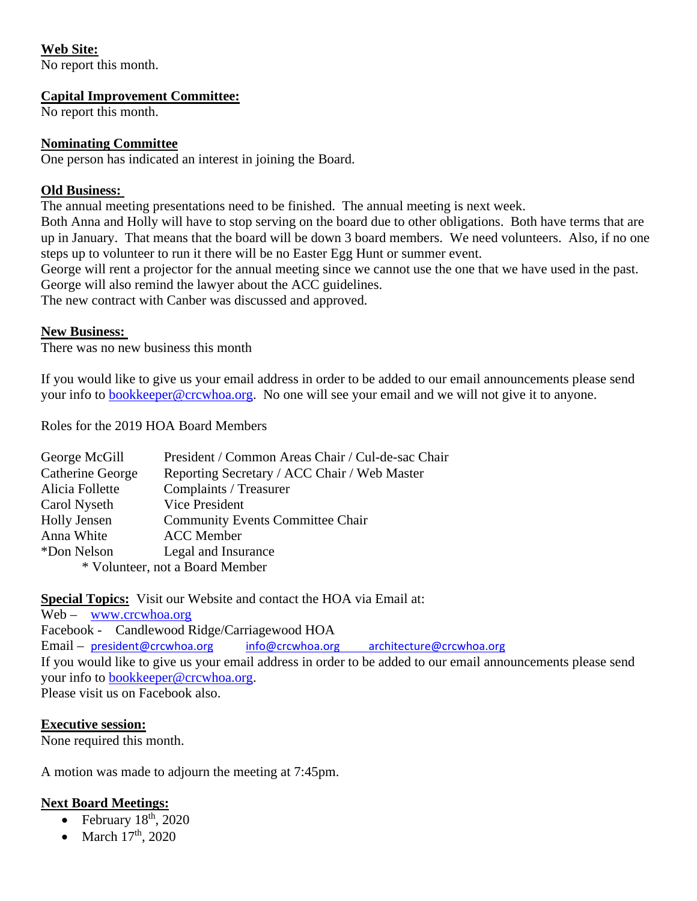**Web Site:**
No report this month.

**Capital Improvement Committee:**
No report this month.

**Nominating Committee**
One person has indicated an interest in joining the Board.

**Old Business:**
The annual meeting presentations need to be finished. The annual meeting is next week.
Both Anna and Holly will have to stop serving on the board due to other obligations. Both have terms that are up in January. That means that the board will be down 3 board members. We need volunteers. Also, if no one steps up to volunteer to run it there will be no Easter Egg Hunt or summer event.
George will rent a projector for the annual meeting since we cannot use the one that we have used in the past.
George will also remind the lawyer about the ACC guidelines.
The new contract with Canber was discussed and approved.

**New Business:**
There was no new business this month

If you would like to give us your email address in order to be added to our email announcements please send your info to bookkeeper@crcwhoa.org. No one will see your email and we will not give it to anyone.

Roles for the 2019 HOA Board Members

| | |
|---|---|
| George McGill | President / Common Areas Chair / Cul-de-sac Chair |
| Catherine George | Reporting Secretary / ACC Chair / Web Master |
| Alicia Follette | Complaints / Treasurer |
| Carol Nyseth | Vice President |
| Holly Jensen | Community Events Committee Chair |
| Anna White | ACC Member |
| *Don Nelson | Legal and Insurance |

\* Volunteer, not a Board Member

**Special Topics:** Visit our Website and contact the HOA via Email at:
Web – www.crcwhoa.org
Facebook - Candlewood Ridge/Carriagewood HOA
Email – president@crcwhoa.org info@crcwhoa.org architecture@crcwhoa.org
If you would like to give us your email address in order to be added to our email announcements please send your info to bookkeeper@crcwhoa.org.
Please visit us on Facebook also.

**Executive session:**
None required this month.

A motion was made to adjourn the meeting at 7:45pm.

**Next Board Meetings:**

- February 18th, 2020
- March 17th, 2020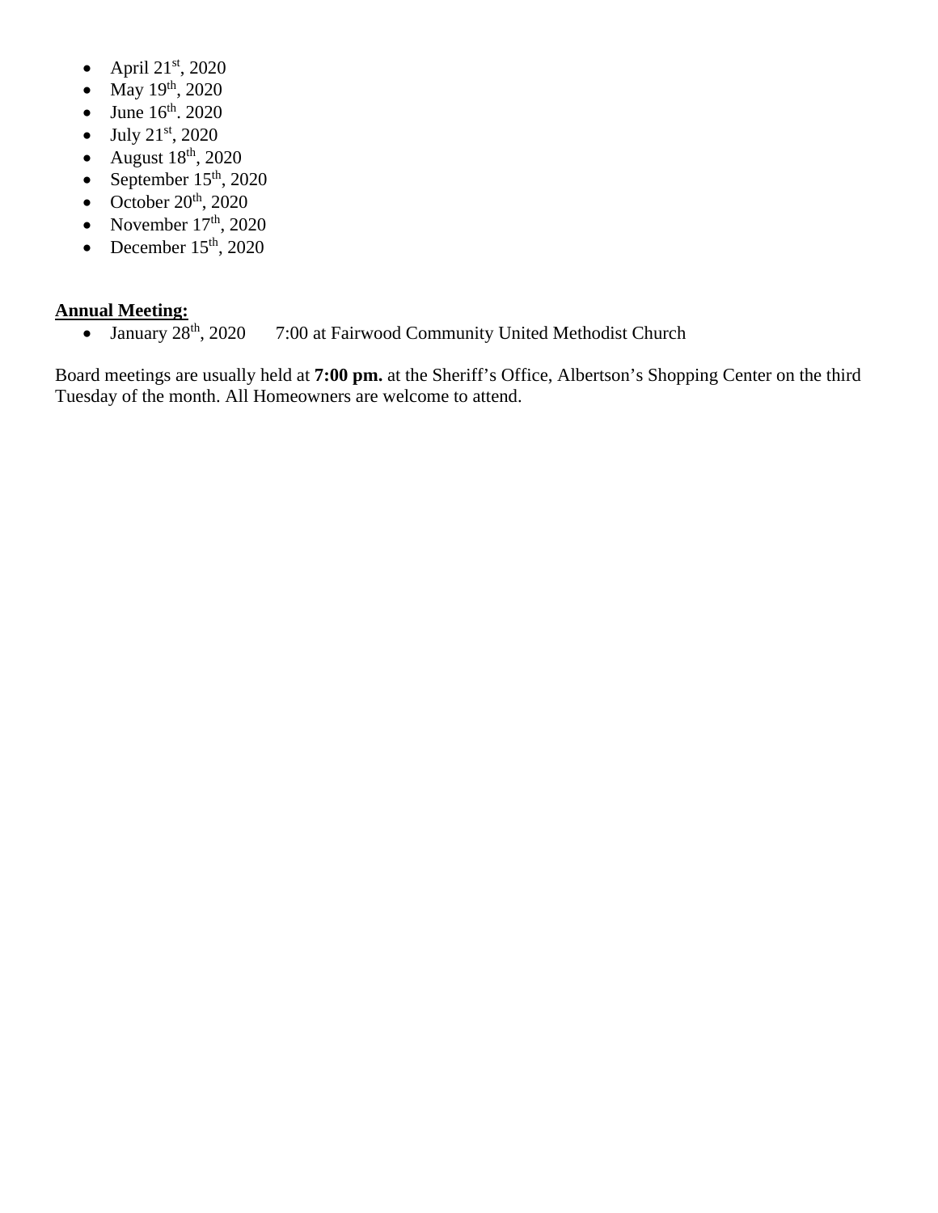- April 21st, 2020
- May 19th, 2020
- June 16th. 2020
- July 21st, 2020
- August 18th, 2020
- September 15th, 2020
- October 20th, 2020
- November 17th, 2020
- December 15th, 2020

**Annual Meeting:**

- January 28th, 2020 7:00 at Fairwood Community United Methodist Church

Board meetings are usually held at **7:00 pm.** at the Sheriff's Office, Albertson's Shopping Center on the third Tuesday of the month. All Homeowners are welcome to attend.